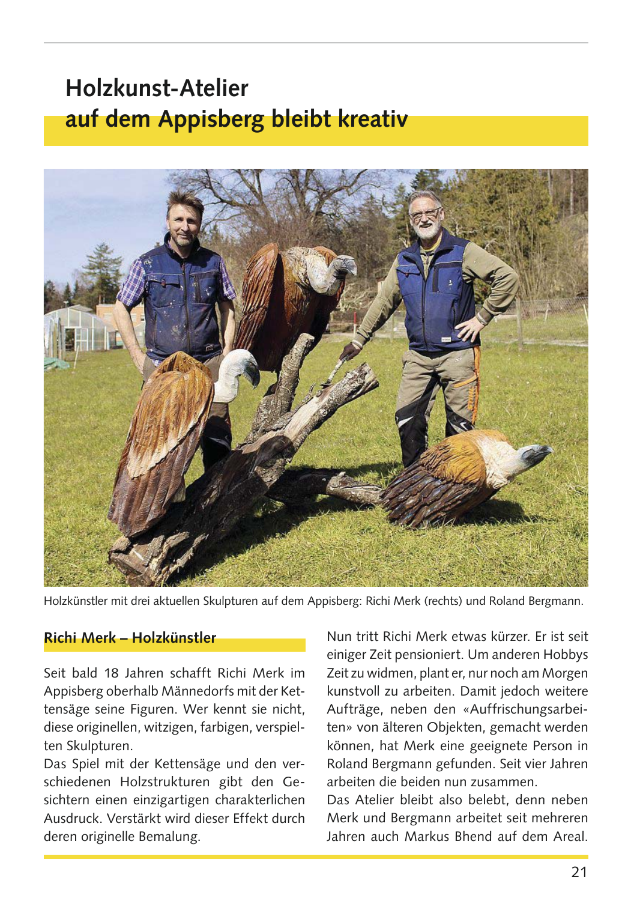# Holzkunst-Atelier auf dem Appisberg bleibt kreativ

Holzkünstler mit drei aktuellen Skulpturen auf dem Appisberg: Richi Merk (rechts) und Roland Bergmann.

## Richi Merk – Holzkünstler

Seit bald 18 Jahren schafft Richi Merk im Appisberg oberhalb Männedorfs mit der Kettensäge seine Figuren. Wer kennt sie nicht, diese originellen, witzigen, farbigen, verspielten Skulpturen.

Das Spiel mit der Kettensäge und den verschiedenen Holzstrukturen gibt den Gesichtern einen einzigartigen charakterlichen Ausdruck. Verstärkt wird dieser Effekt durch deren originelle Bemalung.

Nun tritt Richi Merk etwas kürzer. Er ist seit einiger Zeit pensioniert. Um anderen Hobbys Zeit zu widmen, plant er, nur noch am Morgen kunstvoll zu arbeiten. Damit jedoch weitere Aufträge, neben den «Auffrischungsarbeiten» von älteren Objekten, gemacht werden können, hat Merk eine geeignete Person in Roland Bergmann gefunden. Seit vier Jahren arbeiten die beiden nun zusammen.

Das Atelier bleibt also belebt, denn neben Merk und Bergmann arbeitet seit mehreren Jahren auch Markus Bhend auf dem Areal.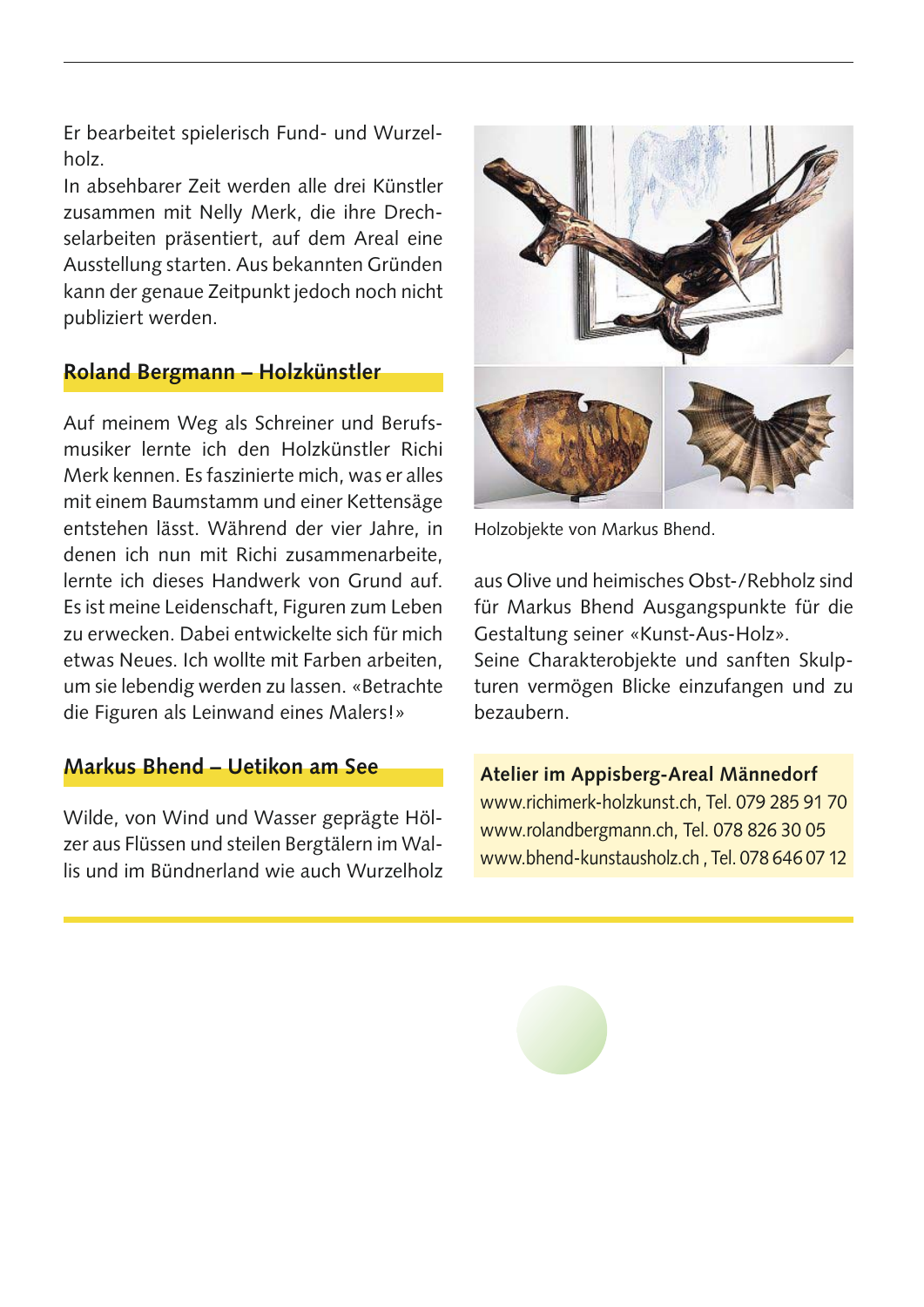Er bearbeitet spielerisch Fund- und Wurzelholz.

In absehbarer Zeit werden alle drei Künstler zusammen mit Nelly Merk, die ihre Drechselarbeiten präsentiert, auf dem Areal eine Ausstellung starten. Aus bekannten Gründen kann der genaue Zeitpunkt jedoch noch nicht publiziert werden.

## Roland Bergmann – Holzkünstler

Auf meinem Weg als Schreiner und Berufsmusiker lernte ich den Holzkünstler Richi Merk kennen. Es faszinierte mich, was er alles mit einem Baumstamm und einer Kettensäge entstehen lässt. Während der vier Jahre, in denen ich nun mit Richi zusammenarbeite, lernte ich dieses Handwerk von Grund auf. Es ist meine Leidenschaft, Figuren zum Leben zu erwecken. Dabei entwickelte sich für mich etwas Neues. Ich wollte mit Farben arbeiten, um sie lebendig werden zu lassen. «Betrachte die Figuren als Leinwand eines Malers!»

## Markus Bhend – Uetikon am See

Wilde, von Wind und Wasser geprägte Hölzer aus Flüssen und steilen Bergtälern im Wallis und im Bündnerland wie auch Wurzelholz aus Olive und heimisches Obst-/Rebholz sind für Markus Bhend Ausgangspunkte für die Gestaltung seiner «Kunst-Aus-Holz».

Seine Charakterobjekte und sanften Skulpturen vermögen Blicke einzufangen und zu bezaubern.

Holzobjekte von Markus Bhend.

**Atelier im Appisberg-Areal Männedorf**

www.richimerk-holzkunst.ch, Tel. 079 285 91 70

www.rolandbergmann.ch, Tel. 078 826 30 05

www.bhend-kunstausholz.ch , Tel. 078 646 07 12